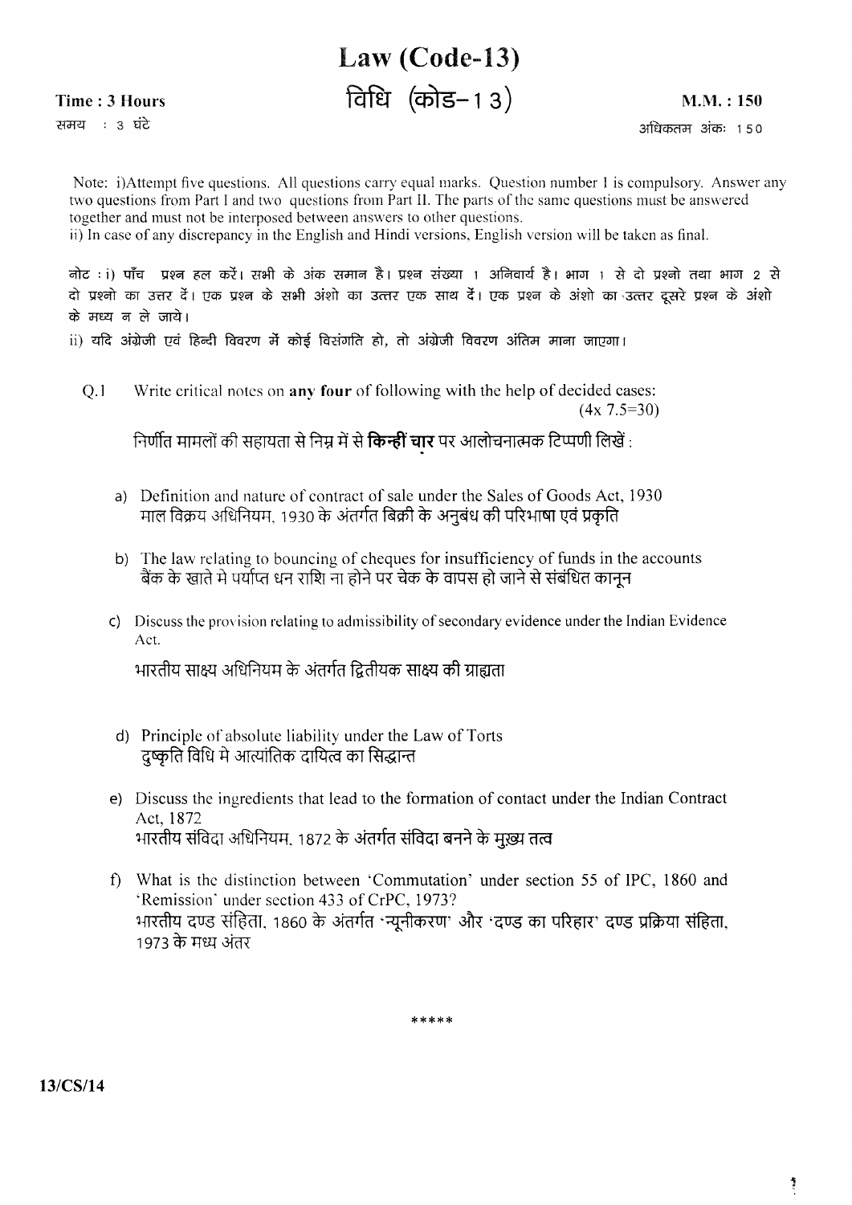# Law (Code-13)

# विधि (कोड–13)

**Time : 3 Hours** **M.M. : 150**

समय : 3 घंटे अधिकतम अंकः 150

Note: i)Attempt five questions. All questions carry equal marks. Question number 1 is compulsory. Answer any two questions from Part I and two questions from Part II. The parts of the same questions must be answered together and must not be interposed between answers to other questions.
ii) In case of any discrepancy in the English and Hindi versions, English version will be taken as final.

नोट : i) पाँच प्रश्न हल करें। सभी के अंक समान है। प्रश्न संख्या 1 अनिवार्य है। भाग 1 से दो प्रश्नो तथा भाग 2 से दो प्रश्नो का उत्तर दें। एक प्रश्न के सभी अंशो का उत्तर एक साथ दें। एक प्रश्न के अंशो का उत्तर दूसरे प्रश्न के अंशो के मध्य न ले जाये।
ii) यदि अंग्रेजी एवं हिन्दी विवरण में कोई विसंगति हो, तो अंग्रेजी विवरण अंतिम माना जाएगा।

Q.1 Write critical notes on **any four** of following with the help of decided cases: (4x 7.5=30)

निर्णीत मामलों की सहायता से निम्न में से **किन्हीं चार** पर आलोचनात्मक टिप्पणी लिखें :

a) Definition and nature of contract of sale under the Sales of Goods Act, 1930
माल विक्रय अधिनियम, 1930 के अंतर्गत बिक्री के अनुबंध की परिभाषा एवं प्रकृति

b) The law relating to bouncing of cheques for insufficiency of funds in the accounts
बैंक के खाते मे पर्याप्त धन राशि ना होने पर चेक के वापस हो जाने से संबंधित कानून

c) Discuss the provision relating to admissibility of secondary evidence under the Indian Evidence Act.
भारतीय साक्ष्य अधिनियम के अंतर्गत द्वितीयक साक्ष्य की ग्राह्यता

d) Principle of absolute liability under the Law of Torts
दुष्कृति विधि मे आत्यांतिक दायित्व का सिद्धान्त

e) Discuss the ingredients that lead to the formation of contact under the Indian Contract Act, 1872
भारतीय संविदा अधिनियम, 1872 के अंतर्गत संविदा बनने के मुख्य तत्व

f) What is the distinction between 'Commutation' under section 55 of IPC, 1860 and 'Remission' under section 433 of CrPC, 1973?
भारतीय दण्ड संहिता, 1860 के अंतर्गत 'न्यूनीकरण' और 'दण्ड का परिहार' दण्ड प्रक्रिया संहिता, 1973 के मध्य अंतर

\*\*\*\*\*

**13/CS/14**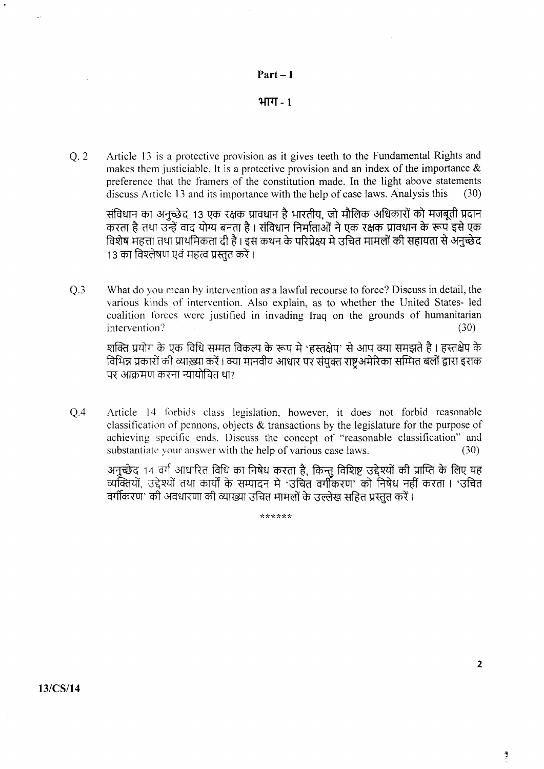# Part – I

# भाग - 1

Q. 2 Article 13 is a protective provision as it gives teeth to the Fundamental Rights and makes them justiciable. It is a protective provision and an index of the importance & preference that the framers of the constitution made. In the light above statements discuss Article 13 and its importance with the help of case laws. Analysis this (30)

संविधान का अनुच्छेद 13 एक रक्षक प्रावधान है भारतीय, जो मौलिक अधिकारों को मजबूती प्रदान करता है तथा उन्हें वाद योग्य बनता है। संविधान निर्माताओं ने एक रक्षक प्रावधान के रूप इसे एक विशेष महत्ता तथा प्राथमिकता दी है। इस कथन के परिप्रेक्ष्य मे उचित मामलों की सहायता से अनुच्छेद 13 का विश्लेषण एवं महत्व प्रस्तुत करें।

Q.3 What do you mean by intervention as a lawful recourse to force? Discuss in detail, the various kinds of intervention. Also explain, as to whether the United States- led coalition forces were justified in invading Iraq on the grounds of humanitarian intervention? (30)

शक्ति प्रयोग के एक विधि सम्मत विकल्प के रूप मे 'हस्तक्षेप' से आप क्या समझते है। हस्तक्षेप के विभिन्न प्रकारों की व्याख्या करें। क्या मानवीय आधार पर संयुक्त राष्ट्रअमेरिका सम्मित बलों द्वारा इराक पर आक्रमण करना न्यायोचित था?

Q.4 Article 14 forbids class legislation, however, it does not forbid reasonable classification of pennons, objects & transactions by the legislature for the purpose of achieving specific ends. Discuss the concept of "reasonable classification" and substantiate your answer with the help of various case laws. (30)

अनुच्छेद 14 वर्ग आधारित विधि का निषेध करता है, किन्तु विशिष्ट उद्देश्यों की प्राप्ति के लिए यह व्यक्तियों, उद्देश्यों तथा कार्यों के सम्पादन मे 'उचित वर्गीकरण' को निषेध नहीं करता। 'उचित वर्गीकरण' की अवधारणा की व्याख्या उचित मामलों के उल्लेख सहित प्रस्तुत करें।

******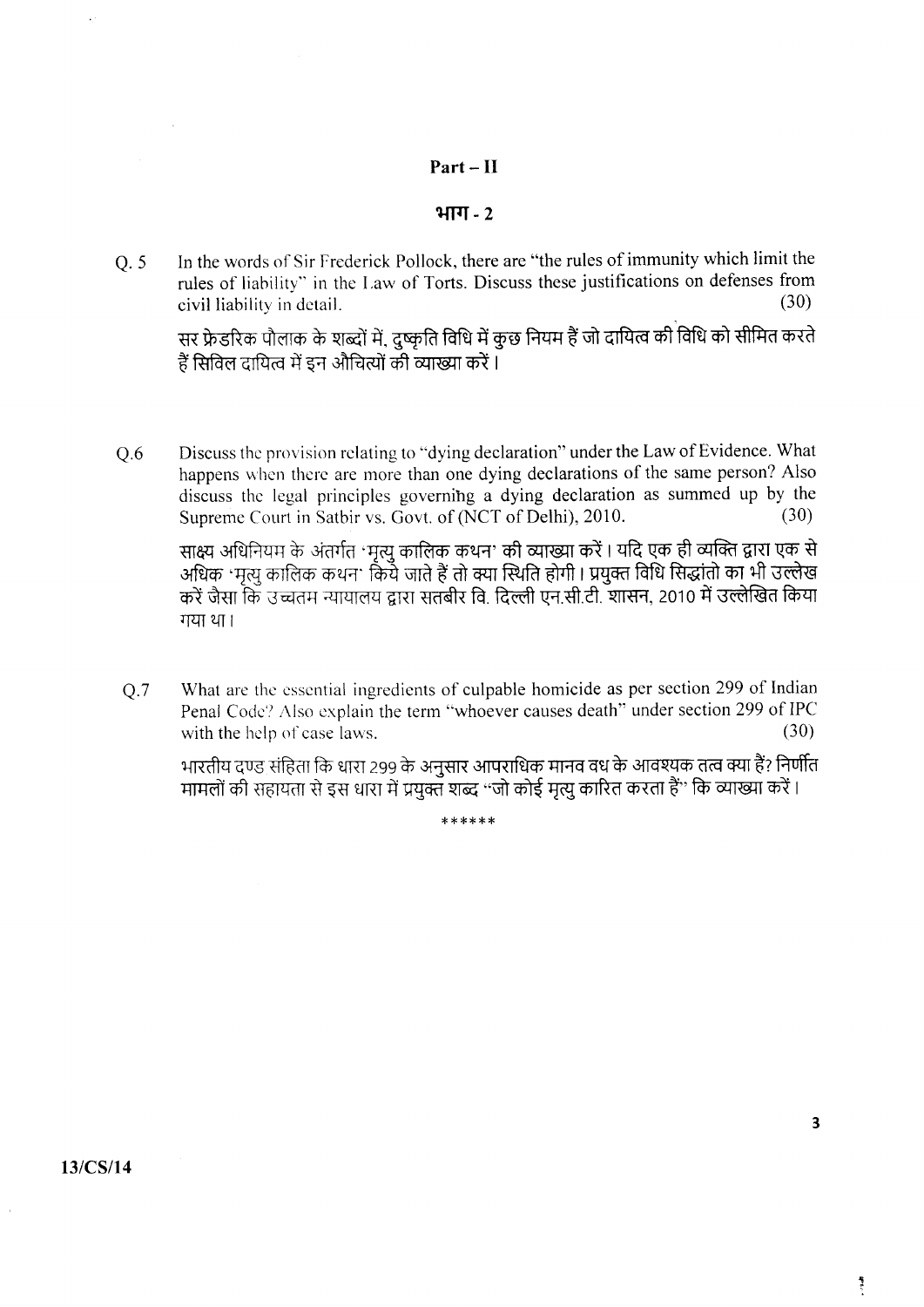## Part – II

## भाग - 2

Q. 5 In the words of Sir Frederick Pollock, there are "the rules of immunity which limit the rules of liability" in the Law of Torts. Discuss these justifications on defenses from civil liability in detail. (30)

सर फ्रेडरिक पौलाक के शब्दों में, दुष्कृति विधि में कुछ नियम हैं जो दायित्व की विधि को सीमित करते हैं सिविल दायित्व में इन औचित्यों की व्याख्या करें।

Q.6 Discuss the provision relating to "dying declaration" under the Law of Evidence. What happens when there are more than one dying declarations of the same person? Also discuss the legal principles governing a dying declaration as summed up by the Supreme Court in Satbir vs. Govt. of (NCT of Delhi), 2010. (30)

साक्ष्य अधिनियम के अंतर्गत 'मृत्यु कालिक कथन' की व्याख्या करें। यदि एक ही व्यक्ति द्वारा एक से अधिक 'मृत्यु कालिक कथन' किये जाते हैं तो क्या स्थिति होगी। प्रयुक्त विधि सिद्धांतो का भी उल्लेख करें जैसा कि उच्चतम न्यायालय द्वारा सतबीर वि. दिल्ली एन.सी.टी. शासन, 2010 में उल्लेखित किया गया था।

Q.7 What are the essential ingredients of culpable homicide as per section 299 of Indian Penal Code? Also explain the term "whoever causes death" under section 299 of IPC with the help of case laws. (30)

भारतीय दण्ड संहिता कि धारा 299 के अनुसार आपराधिक मानव वध के आवश्यक तत्व क्या हैं? निर्णीत मामलों की सहायता से इस धारा में प्रयुक्त शब्द "जो कोई मृत्यु कारित करता हैं" कि व्याख्या करें।

******

13/CS/14